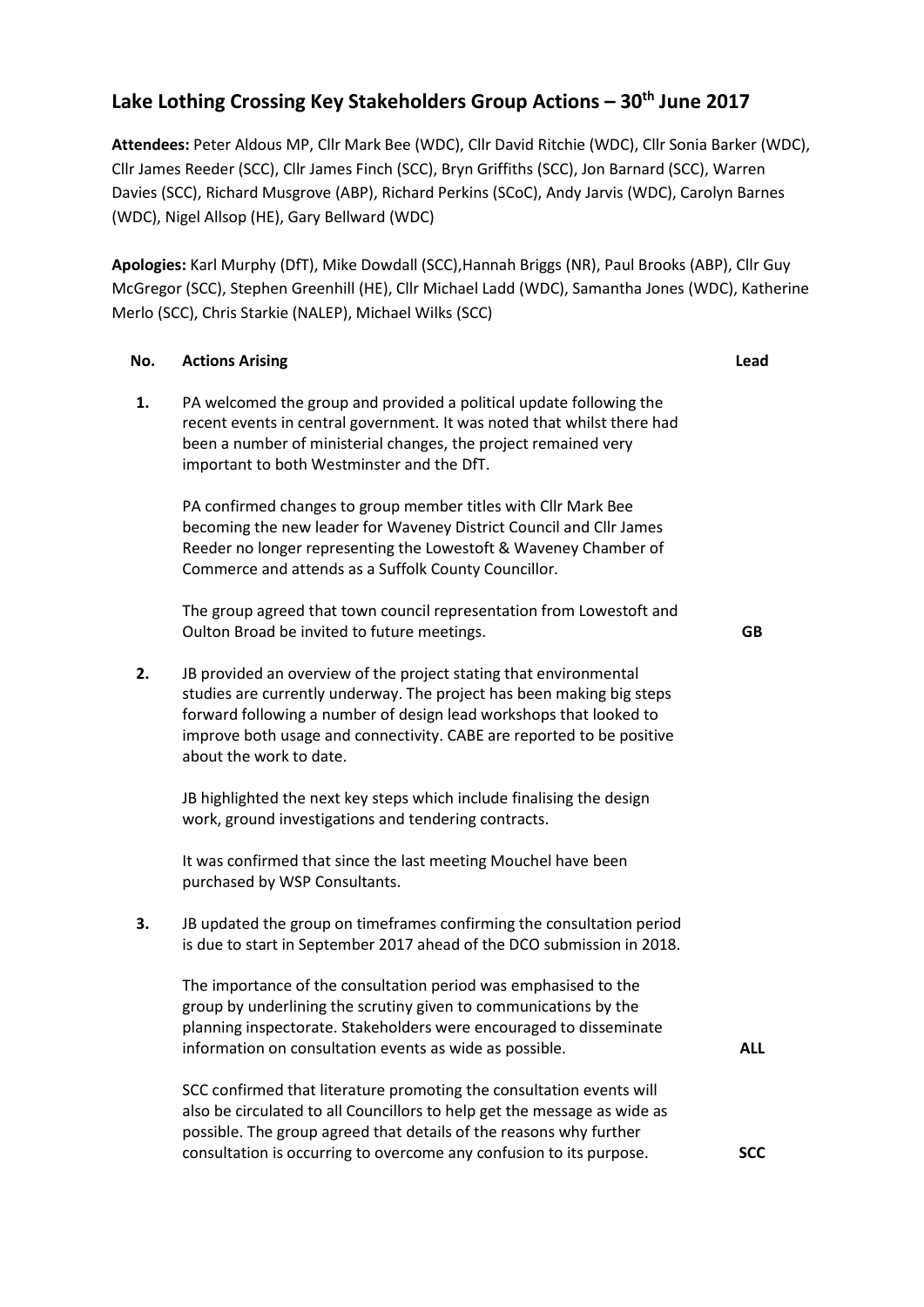# Lake Lothing Crossing Key Stakeholders Group Actions – 30th June 2017

**Attendees:** Peter Aldous MP, Cllr Mark Bee (WDC), Cllr David Ritchie (WDC), Cllr Sonia Barker (WDC), Cllr James Reeder (SCC), Cllr James Finch (SCC), Bryn Griffiths (SCC), Jon Barnard (SCC), Warren Davies (SCC), Richard Musgrove (ABP), Richard Perkins (SCoC), Andy Jarvis (WDC), Carolyn Barnes (WDC), Nigel Allsop (HE), Gary Bellward (WDC)

**Apologies:** Karl Murphy (DfT), Mike Dowdall (SCC),Hannah Briggs (NR), Paul Brooks (ABP), Cllr Guy McGregor (SCC), Stephen Greenhill (HE), Cllr Michael Ladd (WDC), Samantha Jones (WDC), Katherine Merlo (SCC), Chris Starkie (NALEP), Michael Wilks (SCC)

| No. | Actions Arising | Lead |
|---|---|---|
| **1.** | PA welcomed the group and provided a political update following the recent events in central government. It was noted that whilst there had been a number of ministerial changes, the project remained very important to both Westminster and the DfT. | |
| | PA confirmed changes to group member titles with Cllr Mark Bee becoming the new leader for Waveney District Council and Cllr James Reeder no longer representing the Lowestoft & Waveney Chamber of Commerce and attends as a Suffolk County Councillor. | |
| | The group agreed that town council representation from Lowestoft and Oulton Broad be invited to future meetings. | **GB** |
| **2.** | JB provided an overview of the project stating that environmental studies are currently underway. The project has been making big steps forward following a number of design lead workshops that looked to improve both usage and connectivity. CABE are reported to be positive about the work to date. | |
| | JB highlighted the next key steps which include finalising the design work, ground investigations and tendering contracts. | |
| | It was confirmed that since the last meeting Mouchel have been purchased by WSP Consultants. | |
| **3.** | JB updated the group on timeframes confirming the consultation period is due to start in September 2017 ahead of the DCO submission in 2018. | |
| | The importance of the consultation period was emphasised to the group by underlining the scrutiny given to communications by the planning inspectorate. Stakeholders were encouraged to disseminate information on consultation events as wide as possible. | **ALL** |
| | SCC confirmed that literature promoting the consultation events will also be circulated to all Councillors to help get the message as wide as possible. The group agreed that details of the reasons why further consultation is occurring to overcome any confusion to its purpose. | **SCC** |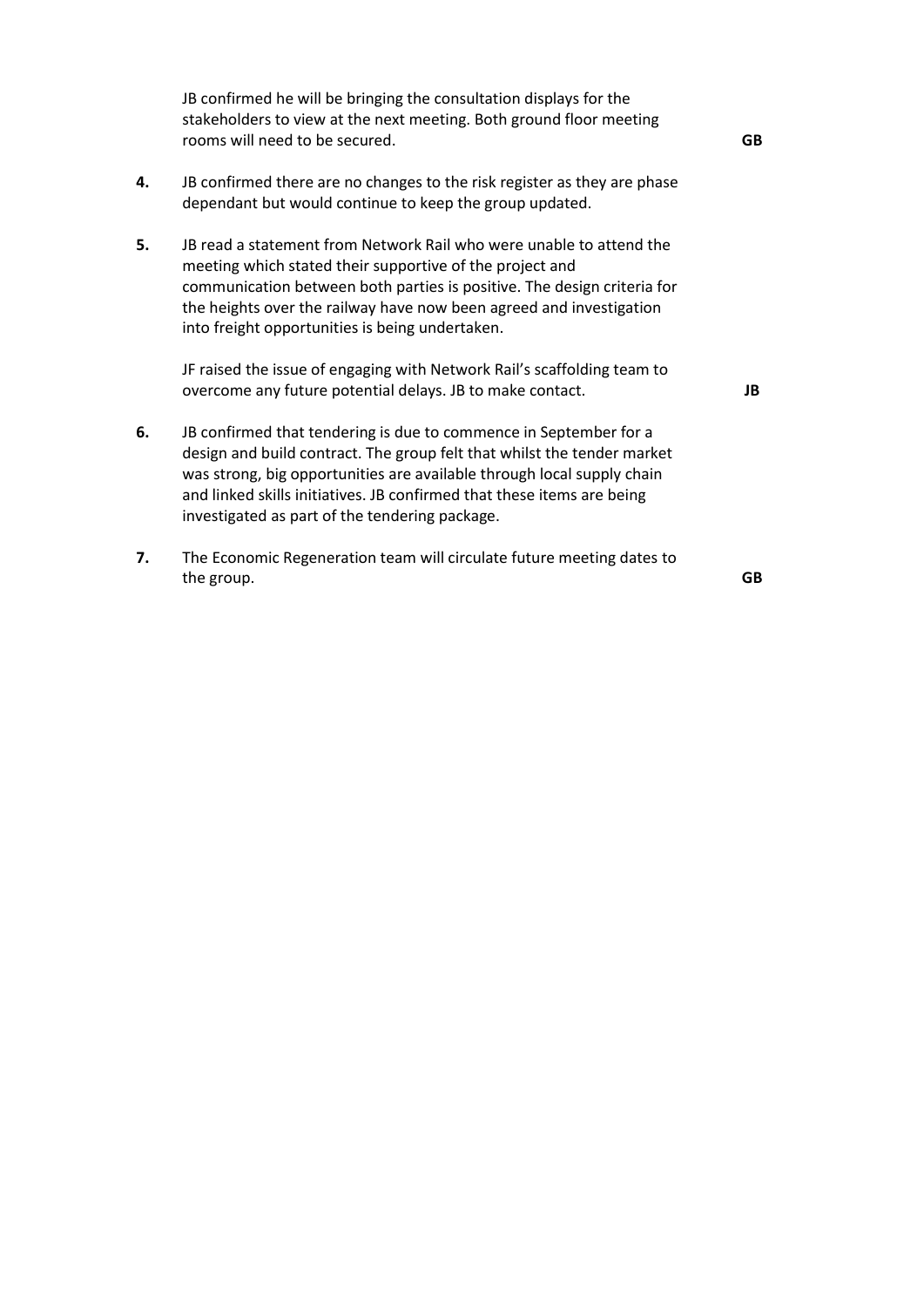JB confirmed he will be bringing the consultation displays for the stakeholders to view at the next meeting. Both ground floor meeting rooms will need to be secured. **GB**

**4.** JB confirmed there are no changes to the risk register as they are phase dependant but would continue to keep the group updated.

**5.** JB read a statement from Network Rail who were unable to attend the meeting which stated their supportive of the project and communication between both parties is positive. The design criteria for the heights over the railway have now been agreed and investigation into freight opportunities is being undertaken.

JF raised the issue of engaging with Network Rail's scaffolding team to overcome any future potential delays. JB to make contact. **JB**

**6.** JB confirmed that tendering is due to commence in September for a design and build contract. The group felt that whilst the tender market was strong, big opportunities are available through local supply chain and linked skills initiatives. JB confirmed that these items are being investigated as part of the tendering package.

**7.** The Economic Regeneration team will circulate future meeting dates to the group. **GB**